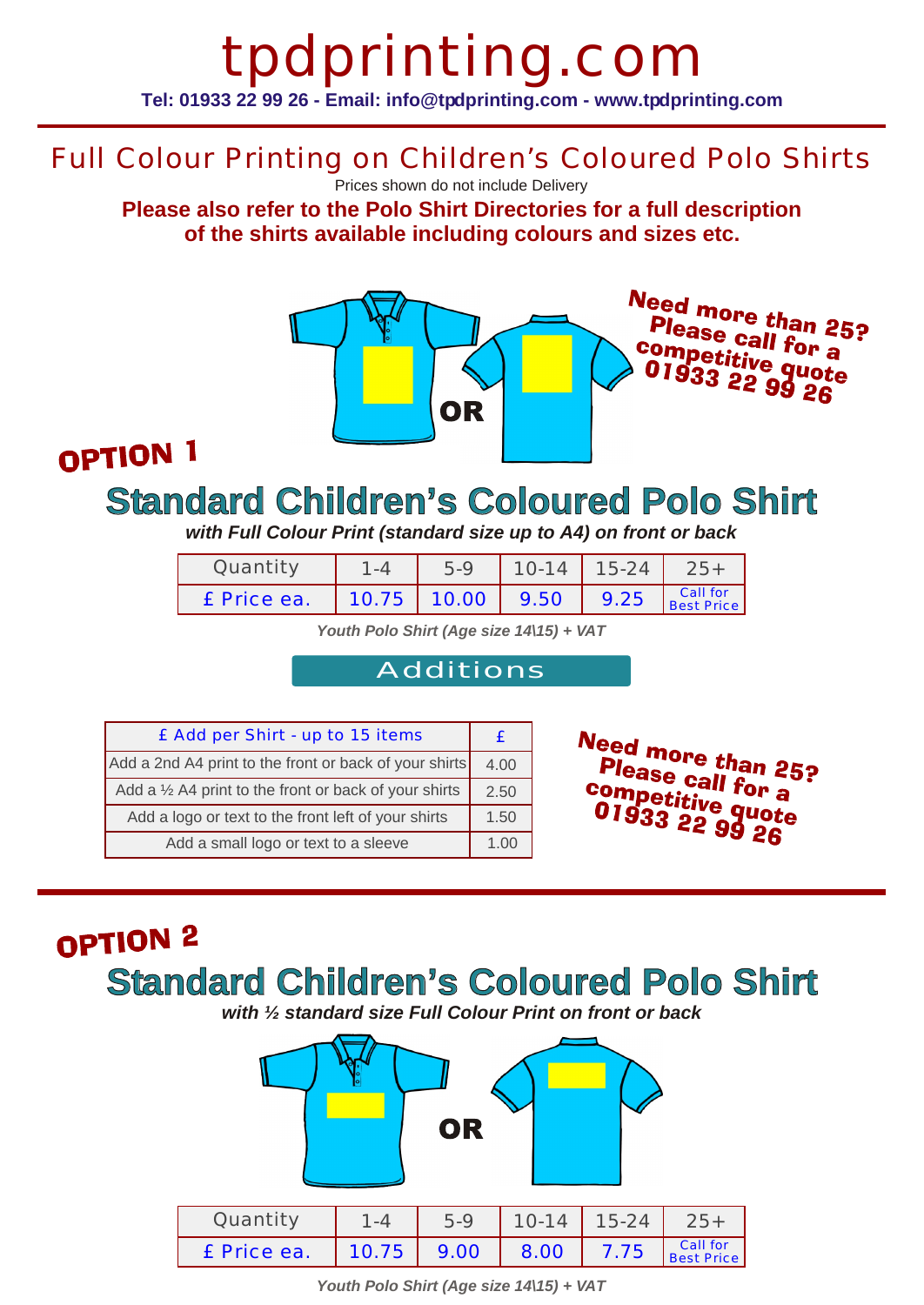# tpdprinting.com

**Tel: 01933 22 99 26 - Email: info@tpdprinting.com - www.tpdprinting.com**

## Full Colour Printing on Children's Coloured Polo Shirts

Prices shown do not include Delivery

**Please also refer to the Polo Shirt Directories for a full description of the shirts available including colours and sizes etc.**

OR

**Need more than 25? Please call for a competitive quote 01933 22 99 26**

## OPTION 1

### Standard Children's Coloured Polo Shirt

***with Full Colour Print (standard size up to A4) on front or back***

| Quantity | 1-4 | 5-9 | 10-14 | 15-24 | 25+ |
|---|---|---|---|---|---|
| £ Price ea. | 10.75 | 10.00 | 9.50 | 9.25 | Call for Best Price |

***Youth Polo Shirt (Age size 14\15) + VAT***

### Additions

| £ Add per Shirt - up to 15 items | £ |
|---|---|
| Add a 2nd A4 print to the front or back of your shirts | 4.00 |
| Add a ½ A4 print to the front or back of your shirts | 2.50 |
| Add a logo or text to the front left of your shirts | 1.50 |
| Add a small logo or text to a sleeve | 1.00 |

**Need more than 25? Please call for a competitive quote 01933 22 99 26**

## OPTION 2

### Standard Children's Coloured Polo Shirt

***with ½ standard size Full Colour Print on front or back***

OR

| Quantity | 1-4 | 5-9 | 10-14 | 15-24 | 25+ |
|---|---|---|---|---|---|
| £ Price ea. | 10.75 | 9.00 | 8.00 | 7.75 | Call for Best Price |

***Youth Polo Shirt (Age size 14\15) + VAT***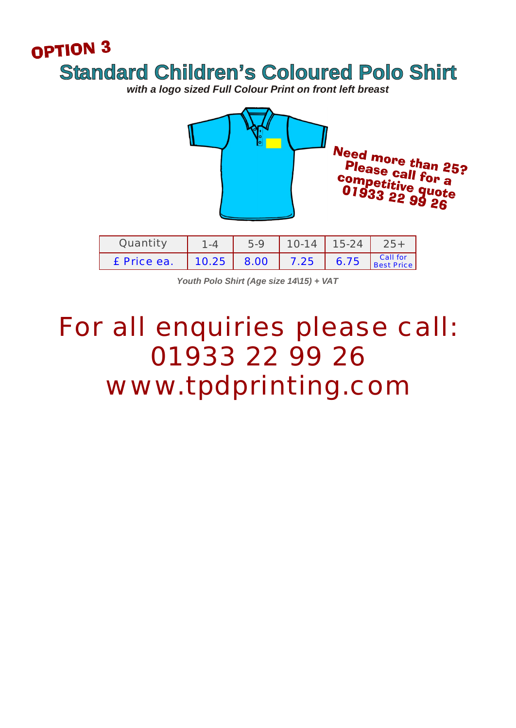**OPTION 3**

# Standard Children's Coloured Polo Shirt

***with a logo sized Full Colour Print on front left breast***

**Need more than 25? Please call for a competitive quote 01933 22 99 26**

| Quantity | 1-4 | 5-9 | 10-14 | 15-24 | 25+ |
|---|---|---|---|---|---|
| £ Price ea. | 10.25 | 8.00 | 7.25 | 6.75 | Call for Best Price |

***Youth Polo Shirt (Age size 14\15) + VAT***

For all enquiries please call:
01933 22 99 26
www.tpdprinting.com